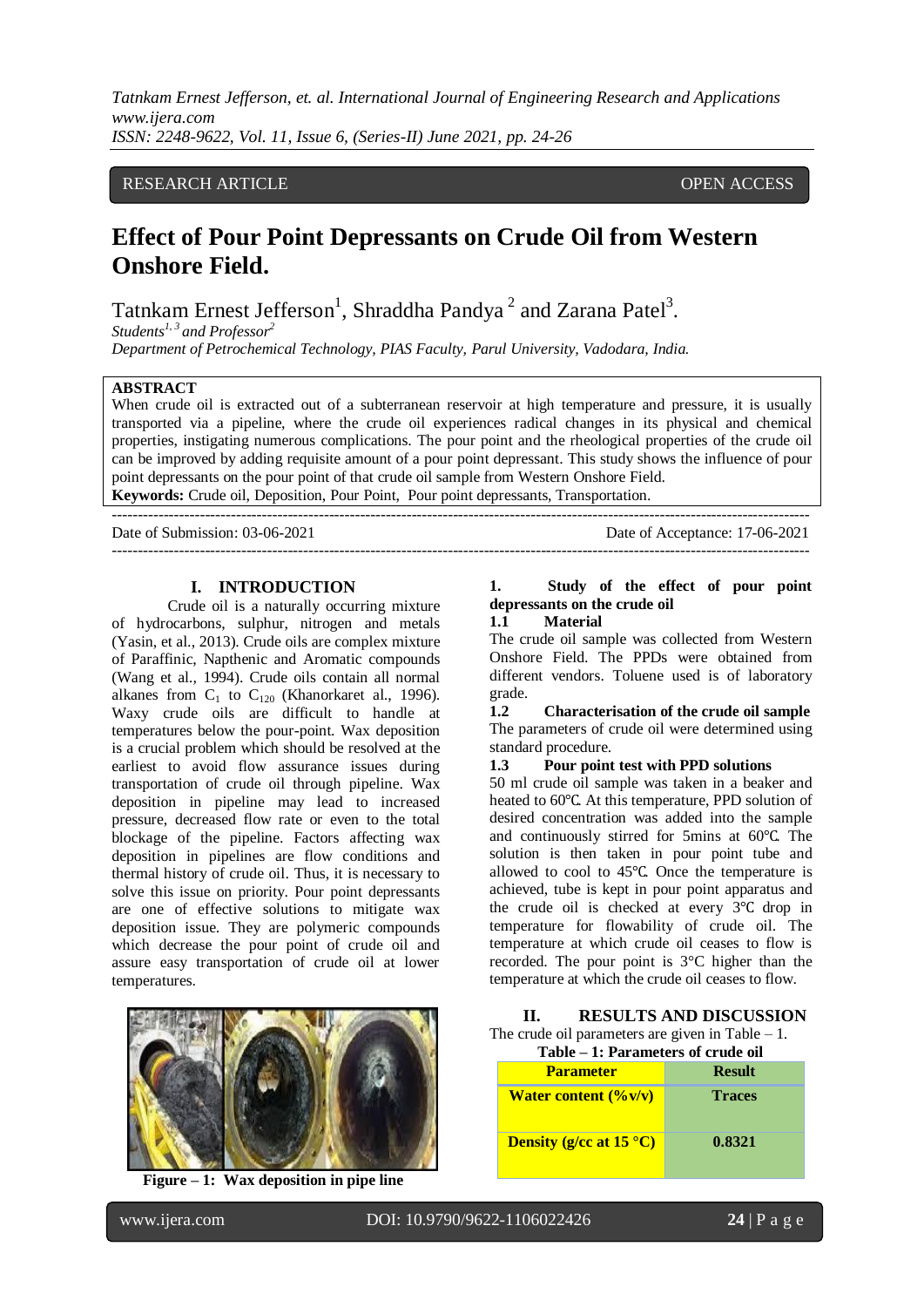RESEARCH ARTICLE OPEN ACCESS

# Effect of Pour Point Depressants on Crude Oil from Western Onshore Field.

Tatnkam Ernest Jefferson[1], Shraddha Pandya [2] and Zarana Patel[3].

*Students[1, 3] and Professor[2]*

*Department of Petrochemical Technology, PIAS Faculty, Parul University, Vadodara, India.*

**ABSTRACT**

When crude oil is extracted out of a subterranean reservoir at high temperature and pressure, it is usually transported via a pipeline, where the crude oil experiences radical changes in its physical and chemical properties, instigating numerous complications. The pour point and the rheological properties of the crude oil can be improved by adding requisite amount of a pour point depressant. This study shows the influence of pour point depressants on the pour point of that crude oil sample from Western Onshore Field.

**Keywords:** Crude oil, Deposition, Pour Point, Pour point depressants, Transportation.

---

Date of Submission: 03-06-2021 Date of Acceptance: 17-06-2021

---

## I. INTRODUCTION

Crude oil is a naturally occurring mixture of hydrocarbons, sulphur, nitrogen and metals (Yasin, et al., 2013). Crude oils are complex mixture of Paraffinic, Napthenic and Aromatic compounds (Wang et al., 1994). Crude oils contain all normal alkanes from $C_1$ to $C_{120}$ (Khanorkaret al., 1996). Waxy crude oils are difficult to handle at temperatures below the pour-point. Wax deposition is a crucial problem which should be resolved at the earliest to avoid flow assurance issues during transportation of crude oil through pipeline. Wax deposition in pipeline may lead to increased pressure, decreased flow rate or even to the total blockage of the pipeline. Factors affecting wax deposition in pipelines are flow conditions and thermal history of crude oil. Thus, it is necessary to solve this issue on priority. Pour point depressants are one of effective solutions to mitigate wax deposition issue. They are polymeric compounds which decrease the pour point of crude oil and assure easy transportation of crude oil at lower temperatures.

**Figure – 1: Wax deposition in pipe line**

### 1. Study of the effect of pour point depressants on the crude oil

#### 1.1 Material

The crude oil sample was collected from Western Onshore Field. The PPDs were obtained from different vendors. Toluene used is of laboratory grade.

#### 1.2 Characterisation of the crude oil sample

The parameters of crude oil were determined using standard procedure.

#### 1.3 Pour point test with PPD solutions

50 ml crude oil sample was taken in a beaker and heated to 60℃. At this temperature, PPD solution of desired concentration was added into the sample and continuously stirred for 5mins at 60℃. The solution is then taken in pour point tube and allowed to cool to 45℃. Once the temperature is achieved, tube is kept in pour point apparatus and the crude oil is checked at every 3℃ drop in temperature for flowability of crude oil. The temperature at which crude oil ceases to flow is recorded. The pour point is 3°C higher than the temperature at which the crude oil ceases to flow.

## II. RESULTS AND DISCUSSION

The crude oil parameters are given in Table – 1.

**Table – 1: Parameters of crude oil**

| Parameter | Result |
|---|---|
| Water content (%v/v) | Traces |
| Density (g/cc at 15 °C) | 0.8321 |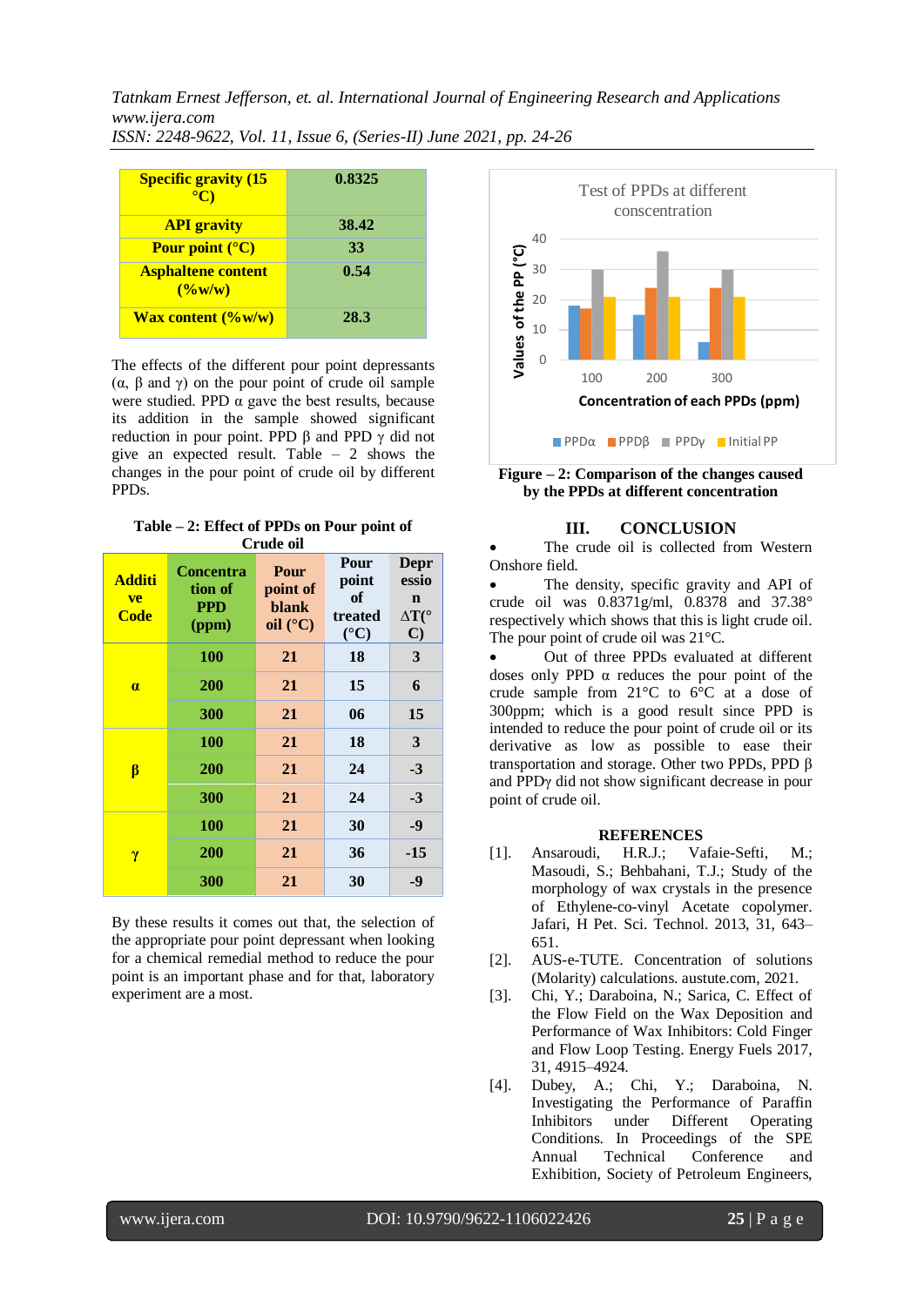| Specific gravity (15 °C) | 0.8325 |
|---|---|
| API gravity | 38.42 |
| Pour point (°C) | 33 |
| Asphaltene content (%w/w) | 0.54 |
| Wax content (%w/w) | 28.3 |

The effects of the different pour point depressants (α, β and γ) on the pour point of crude oil sample were studied. PPD α gave the best results, because its addition in the sample showed significant reduction in pour point. PPD β and PPD γ did not give an expected result. Table – 2 shows the changes in the pour point of crude oil by different PPDs.

**Table – 2: Effect of PPDs on Pour point of Crude oil**

| Additive Code | Concentration of PPD (ppm) | Pour point of blank oil (°C) | Pour point of treated (°C) | Depression ΔT(°C) |
|---|---|---|---|---|
| α | 100 | 21 | 18 | 3 |
| | 200 | 21 | 15 | 6 |
| | 300 | 21 | 06 | 15 |
| β | 100 | 21 | 18 | 3 |
| | 200 | 21 | 24 | -3 |
| | 300 | 21 | 24 | -3 |
| γ | 100 | 21 | 30 | -9 |
| | 200 | 21 | 36 | -15 |
| | 300 | 21 | 30 | -9 |

By these results it comes out that, the selection of the appropriate pour point depressant when looking for a chemical method to reduce the pour point is an important phase and for that, laboratory experiment are a most.

**Figure – 2: Comparison of the changes caused by the PPDs at different concentration**

## III. CONCLUSION

- The crude oil is collected from Western Onshore field.
- The density, specific gravity and API of crude oil was 0.8371g/ml, 0.8378 and 37.38° respectively which shows that this is light crude oil. The pour point of crude oil was 21°C.
- Out of three PPDs evaluated at different doses only PPD α reduces the pour point of the crude sample from 21°C to 6°C at a dose of 300ppm; which is a good result since PPD is intended to reduce the pour point of crude oil or its derivative as low as possible to ease their transportation and storage. Other two PPDs, PPD β and PPDγ did not show significant decrease in pour point of crude oil.

## REFERENCES

[1]. Ansaroudi, H.R.J.; Vafaie-Sefti, M.; Masoudi, S.; Behbahani, T.J.; Study of the morphology of wax crystals in the presence of Ethylene-co-vinyl Acetate copolymer. Jafari, H Pet. Sci. Technol. 2013, 31, 643–651.

[2]. AUS-e-TUTE. Concentration of solutions (Molarity) calculations. austute.com, 2021.

[3]. Chi, Y.; Daraboina, N.; Sarica, C. Effect of the Flow Field on the Wax Deposition and Performance of Wax Inhibitors: Cold Finger and Flow Loop Testing. Energy Fuels 2017, 31, 4915–4924.

[4]. Dubey, A.; Chi, Y.; Daraboina, N. Investigating the Performance of Paraffin Inhibitors under Different Operating Conditions. In Proceedings of the SPE Annual Technical Conference and Exhibition, Society of Petroleum Engineers,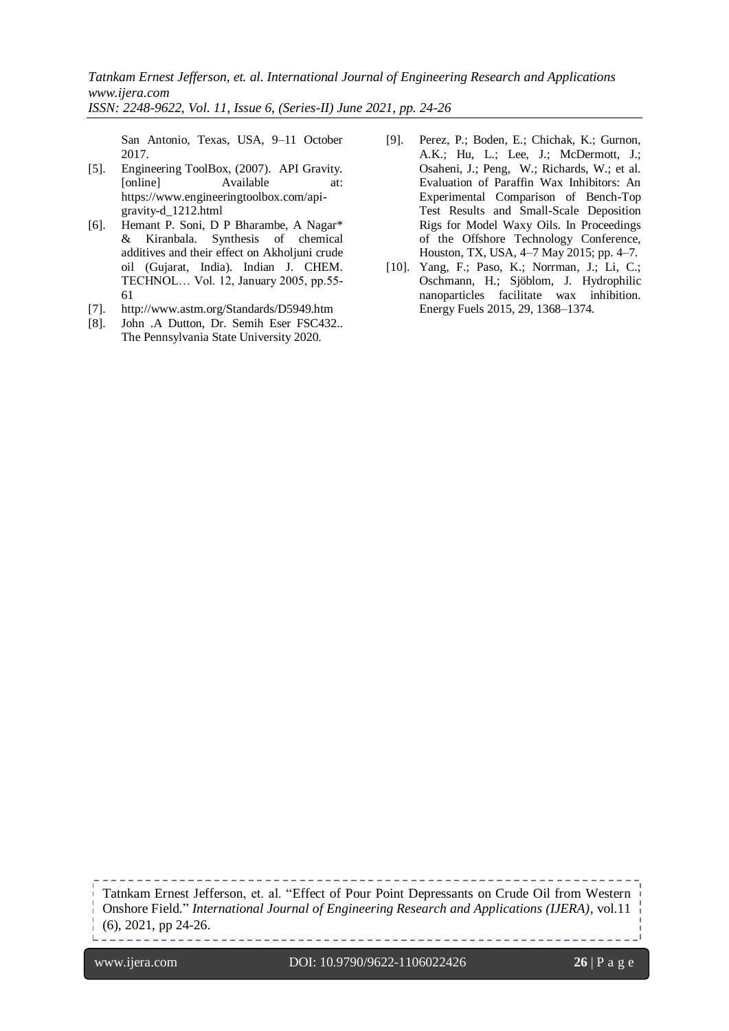San Antonio, Texas, USA, 9–11 October 2017.

[5]. Engineering ToolBox, (2007). API Gravity. [online] Available at: https://www.engineeringtoolbox.com/api-gravity-d_1212.html

[6]. Hemant P. Soni, D P Bharambe, A Nagar* & Kiranbala. Synthesis of chemical additives and their effect on Akholjuni crude oil (Gujarat, India). Indian J. CHEM. TECHNOL… Vol. 12, January 2005, pp.55-61

[7]. http://www.astm.org/Standards/D5949.htm

[8]. John .A Dutton, Dr. Semih Eser FSC432.. The Pennsylvania State University 2020.

[9]. Perez, P.; Boden, E.; Chichak, K.; Gurnon, A.K.; Hu, L.; Lee, J.; McDermott, J.; Osaheni, J.; Peng, W.; Richards, W.; et al. Evaluation of Paraffin Wax Inhibitors: An Experimental Comparison of Bench-Top Test Results and Small-Scale Deposition Rigs for Model Waxy Oils. In Proceedings of the Offshore Technology Conference, Houston, TX, USA, 4–7 May 2015; pp. 4–7.

[10]. Yang, F.; Paso, K.; Norrman, J.; Li, C.; Oschmann, H.; Sjöblom, J. Hydrophilic nanoparticles facilitate wax inhibition. Energy Fuels 2015, 29, 1368–1374.

Tatnkam Ernest Jefferson, et. al. "Effect of Pour Point Depressants on Crude Oil from Western Onshore Field." *International Journal of Engineering Research and Applications (IJERA)*, vol.11 (6), 2021, pp 24-26.